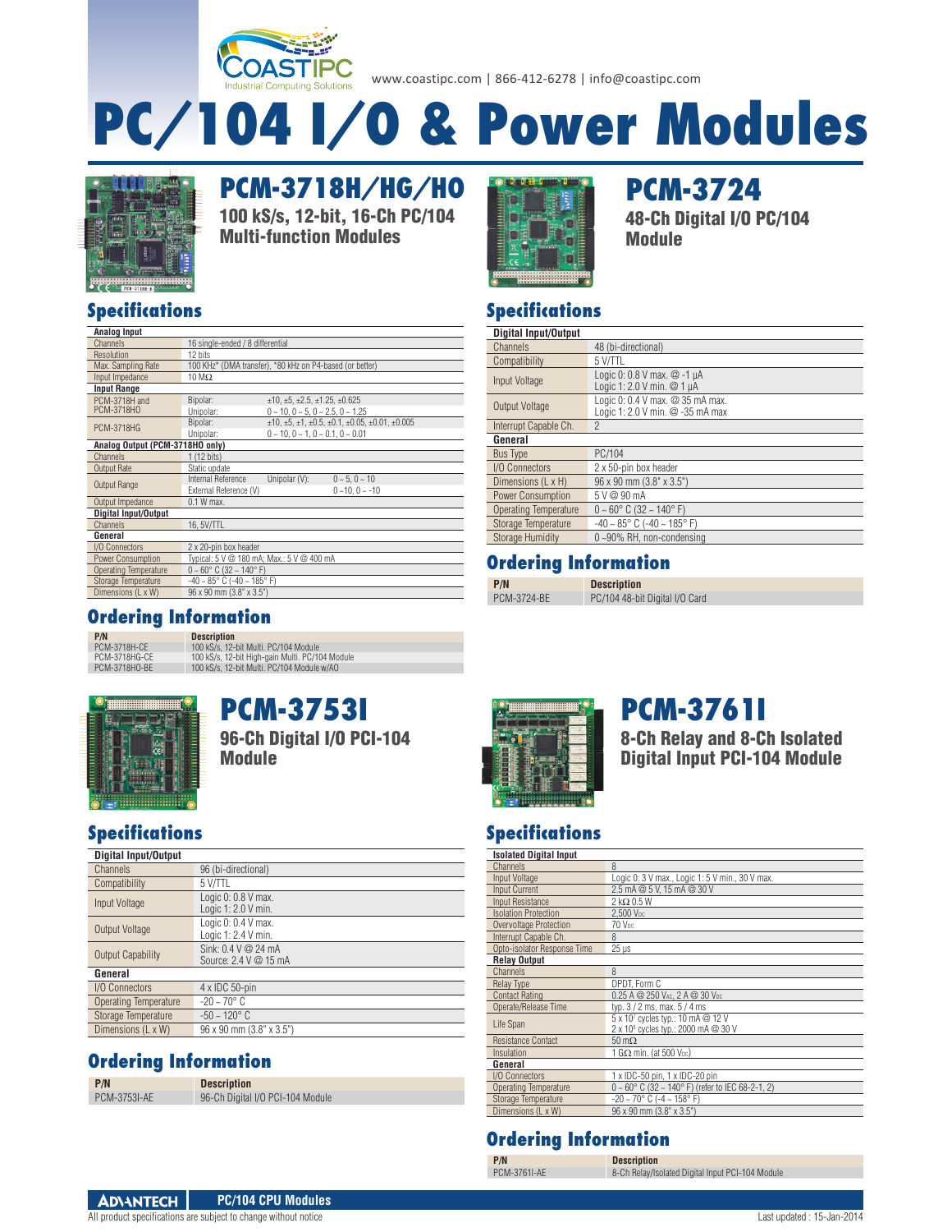www.coastipc.com | 866-412-6278 | info@coastipc.com

# PC/104 I/O & Power Modules

## PCM-3718H/HG/HO

### 100 kS/s, 12-bit, 16-Ch PC/104 Multi-function Modules

### Specifications

| **Analog Input** | | | |
|---|---|---|---|
| Channels | 16 single-ended / 8 differential | | |
| Resolution | 12 bits | | |
| Max. Sampling Rate | 100 KHz* (DMA transfer), *80 kHz on P4-based (or better) | | |
| Input Impedance | 10 MΩ | | |
| **Input Range** | | | |
| PCM-3718H and PCM-3718HO | Bipolar: | ±10, ±5, ±2.5, ±1.25, ±0.625 | |
| | Unipolar: | 0 ~ 10, 0 ~ 5, 0 ~ 2.5, 0 ~ 1.25 | |
| PCM-3718HG | Bipolar: | ±10, ±5, ±1, ±0.5, ±0.1, ±0.05, ±0.01, ±0.005 | |
| | Unipolar: | 0 ~ 10, 0 ~ 1, 0 ~ 0.1, 0 ~ 0.01 | |
| **Analog Output (PCM-3718HO only)** | | | |
| Channels | 1 (12 bits) | | |
| Output Rate | Static update | | |
| Output Range | Internal Reference | Unipolar (V): | 0 ~ 5, 0 ~ 10 |
| | External Reference (V) | | 0 ~10, 0 ~ -10 |
| Output Impedance | 0.1 W max. | | |
| **Digital Input/Output** | | | |
| Channels | 16, 5V/TTL | | |
| **General** | | | |
| I/O Connectors | 2 x 20-pin box header | | |
| Power Consumption | Typical: 5 V @ 180 mA; Max.: 5 V @ 400 mA | | |
| Operating Temperature | 0 ~ 60° C (32 ~ 140° F) | | |
| Storage Temperature | -40 ~ 85° C (-40 ~ 185° F) | | |
| Dimensions (L x W) | 96 x 90 mm (3.8" x 3.5") | | |

### Ordering Information

| P/N | Description |
|---|---|
| PCM-3718H-CE | 100 kS/s, 12-bit Multi. PC/104 Module |
| PCM-3718HG-CE | 100 kS/s, 12-bit High-gain Multi. PC/104 Module |
| PCM-3718HO-BE | 100 kS/s, 12-bit Multi. PC/104 Module w/AO |

## PCM-3724

### 48-Ch Digital I/O PC/104 Module

### Specifications

| **Digital Input/Output** | |
|---|---|
| Channels | 48 (bi-directional) |
| Compatibility | 5 V/TTL |
| Input Voltage | Logic 0: 0.8 V max. @ -1 µA<br>Logic 1: 2.0 V min. @ 1 µA |
| Output Voltage | Logic 0: 0.4 V max. @ 35 mA max.<br>Logic 1: 2.0 V min. @ -35 mA max |
| Interrupt Capable Ch. | 2 |
| **General** | |
| Bus Type | PC/104 |
| I/O Connectors | 2 x 50-pin box header |
| Dimensions (L x H) | 96 x 90 mm (3.8" x 3.5") |
| Power Consumption | 5 V @ 90 mA |
| Operating Temperature | 0 ~ 60° C (32 ~ 140° F) |
| Storage Temperature | -40 ~ 85° C (-40 ~ 185° F) |
| Storage Humidity | 0 ~90% RH, non-condensing |

### Ordering Information

| P/N | Description |
|---|---|
| PCM-3724-BE | PC/104 48-bit Digital I/O Card |

## PCM-3753I

### 96-Ch Digital I/O PCI-104 Module

### Specifications

| **Digital Input/Output** | |
|---|---|
| Channels | 96 (bi-directional) |
| Compatibility | 5 V/TTL |
| Input Voltage | Logic 0: 0.8 V max.<br>Logic 1: 2.0 V min. |
| Output Voltage | Logic 0: 0.4 V max.<br>Logic 1: 2.4 V min. |
| Output Capability | Sink: 0.4 V @ 24 mA<br>Source: 2.4 V @ 15 mA |
| **General** | |
| I/O Connectors | 4 x IDC 50-pin |
| Operating Temperature | -20 ~ 70° C |
| Storage Temperature | -50 ~ 120° C |
| Dimensions (L x W) | 96 x 90 mm (3.8" x 3.5") |

### Ordering Information

| P/N | Description |
|---|---|
| PCM-3753I-AE | 96-Ch Digital I/O PCI-104 Module |

## PCM-3761I

### 8-Ch Relay and 8-Ch Isolated Digital Input PCI-104 Module

### Specifications

| **Isolated Digital Input** | |
|---|---|
| Channels | 8 |
| Input Voltage | Logic 0: 3 V max., Logic 1: 5 V min., 30 V max. |
| Input Current | 2.5 mA @ 5 V, 15 mA @ 30 V |
| Input Resistance | 2 kΩ 0.5 W |
| Isolation Protection | 2,500 $V_{DC}$ |
| Overvoltage Protection | 70 $V_{DC}$ |
| Interrupt Capable Ch. | 8 |
| Opto-isolator Response Time | 25 µs |
| **Relay Output** | |
| Channels | 8 |
| Relay Type | DPDT, Form C |
| Contact Rating | 0.25 A @ 250 $V_{AC}$, 2 A @ 30 $V_{DC}$ |
| Operate/Release Time | typ. 3 / 2 ms, max. 5 / 4 ms |
| Life Span | 5 x $10^7$ cycles typ.: 10 mA @ 12 V<br>2 x $10^5$ cycles typ.: 2000 mA @ 30 V |
| Resistance Contact | 50 mΩ |
| Insulation | 1 GΩ min. (at 500 $V_{DC}$) |
| **General** | |
| I/O Connectors | 1 x IDC-50 pin, 1 x IDC-20 pin |
| Operating Temperature | 0 ~ 60° C (32 ~ 140° F) (refer to IEC 68-2-1, 2) |
| Storage Temperature | -20 ~ 70° C (-4 ~ 158° F) |
| Dimensions (L x W) | 96 x 90 mm (3.8" x 3.5") |

### Ordering Information

| P/N | Description |
|---|---|
| PCM-3761I-AE | 8-Ch Relay/Isolated Digital Input PCI-104 Module |

All product specifications are subject to change without notice

Last updated : 15-Jan-2014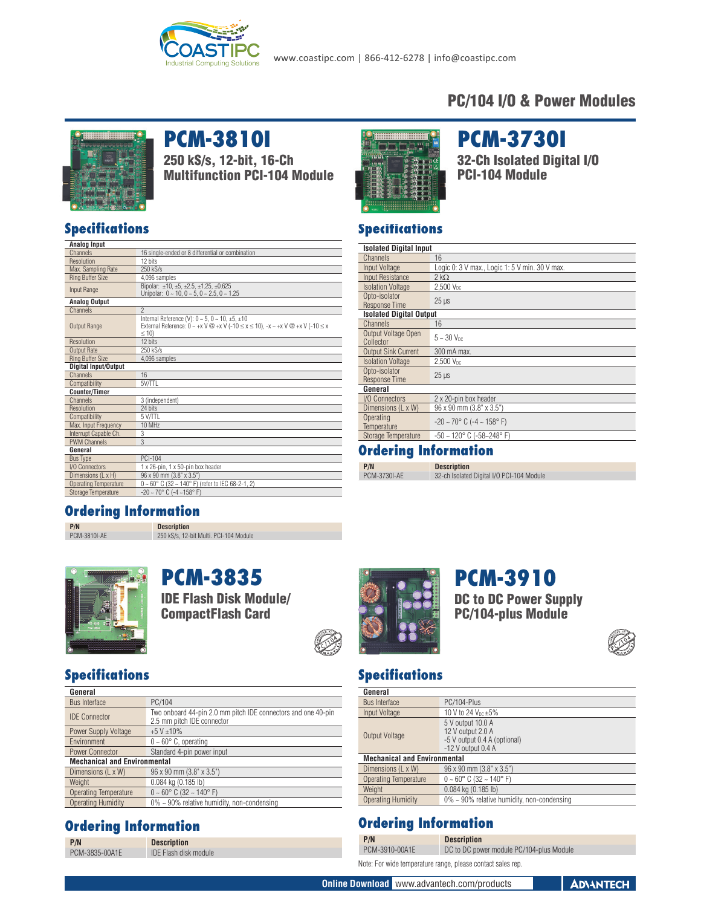## PC/104 I/O & Power Modules

# PCM-3810I

### 250 kS/s, 12-bit, 16-Ch Multifunction PCI-104 Module

## Specifications

| | |
|---|---|
| **Analog Input** | |
| Channels | 16 single-ended or 8 differential or combination |
| Resolution | 12 bits |
| Max. Sampling Rate | 250 kS/s |
| Ring Buffer Size | 4,096 samples |
| Input Range | Bipolar: ±10, ±5, ±2.5, ±1.25, ±0.625<br>Unipolar: 0 ~ 10, 0 ~ 5, 0 ~ 2.5, 0 ~ 1.25 |
| **Analog Output** | |
| Channels | 2 |
| Output Range | Internal Reference (V): 0 ~ 5, 0 ~ 10, ±5, ±10<br>External Reference: 0 ~ +x V @ +x V (-10 ≤ x ≤ 10), -x ~ +x V @ +x V (-10 ≤ x ≤ 10) |
| Resolution | 12 bits |
| Output Rate | 250 kS/s |
| Ring Buffer Size | 4,096 samples |
| **Digital Input/Output** | |
| Channels | 16 |
| Compatibility | 5V/TTL |
| **Counter/Timer** | |
| Channels | 3 (independent) |
| Resolution | 24 bits |
| Compatibility | 5 V/TTL |
| Max. Input Frequency | 10 MHz |
| Interrupt Capable Ch. | 3 |
| PWM Channels | 3 |
| **General** | |
| Bus Type | PCI-104 |
| I/O Connectors | 1 x 26-pin, 1 x 50-pin box header |
| Dimensions (L x H) | 96 x 90 mm (3.8" x 3.5") |
| Operating Temperature | 0 ~ 60° C (32 ~ 140° F) (refer to IEC 68-2-1, 2) |
| Storage Temperature | -20 ~ 70° C (-4 ~158° F) |

## Ordering Information

| P/N | Description |
|---|---|
| PCM-3810I-AE | 250 kS/s, 12-bit Multi. PCI-104 Module |

# PCM-3730I

### 32-Ch Isolated Digital I/O PCI-104 Module

## Specifications

| | |
|---|---|
| **Isolated Digital Input** | |
| Channels | 16 |
| Input Voltage | Logic 0: 3 V max., Logic 1: 5 V min. 30 V max. |
| Input Resistance | 2 kΩ |
| Isolation Voltage | 2,500 $V_{DC}$ |
| Opto-isolator Response Time | 25 µs |
| **Isolated Digital Output** | |
| Channels | 16 |
| Output Voltage Open Collector | 5 ~ 30 $V_{DC}$ |
| Output Sink Current | 300 mA max. |
| Isolation Voltage | 2,500 $V_{DC}$ |
| Opto-isolator Response Time | 25 µs |
| **General** | |
| I/O Connectors | 2 x 20-pin box header |
| Dimensions (L x W) | 96 x 90 mm (3.8" x 3.5") |
| Operating Temperature | -20 ~ 70° C (-4 ~ 158° F) |
| Storage Temperature | -50 ~ 120° C (-58~248° F) |

## Ordering Information

| P/N | Description |
|---|---|
| PCM-3730I-AE | 32-ch Isolated Digital I/O PCI-104 Module |

# PCM-3835

### IDE Flash Disk Module/ CompactFlash Card

## Specifications

| | |
|---|---|
| **General** | |
| Bus Interface | PC/104 |
| IDE Connector | Two onboard 44-pin 2.0 mm pitch IDE connectors and one 40-pin 2.5 mm pitch IDE connector |
| Power Supply Voltage | +5 V ±10% |
| Environment | 0 ~ 60° C, operating |
| Power Connector | Standard 4-pin power input |
| **Mechanical and Environmental** | |
| Dimensions (L x W) | 96 x 90 mm (3.8" x 3.5") |
| Weight | 0.084 kg (0.185 lb) |
| Operating Temperature | 0 ~ 60° C (32 ~ 140° F) |
| Operating Humidity | 0% ~ 90% relative humidity, non-condensing |

## Ordering Information

| P/N | Description |
|---|---|
| PCM-3835-00A1E | IDE Flash disk module |

# PCM-3910

### DC to DC Power Supply PC/104-plus Module

## Specifications

| | |
|---|---|
| **General** | |
| Bus Interface | PC/104-Plus |
| Input Voltage | 10 V to 24 $V_{DC}$ ±5% |
| Output Voltage | 5 V output 10.0 A<br>12 V output 2.0 A<br>-5 V output 0.4 A (optional)<br>-12 V output 0.4 A |
| **Mechanical and Environmental** | |
| Dimensions (L x W) | 96 x 90 mm (3.8" x 3.5") |
| Operating Temperature | 0 ~ 60° C (32 ~ 140° F) |
| Weight | 0.084 kg (0.185 lb) |
| Operating Humidity | 0% ~ 90% relative humidity, non-condensing |

## Ordering Information

| P/N | Description |
|---|---|
| PCM-3910-00A1E | DC to DC power module PC/104-plus Module |

Note: For wide temperature range, please contact sales rep.

**Online Download** www.advantech.com/products